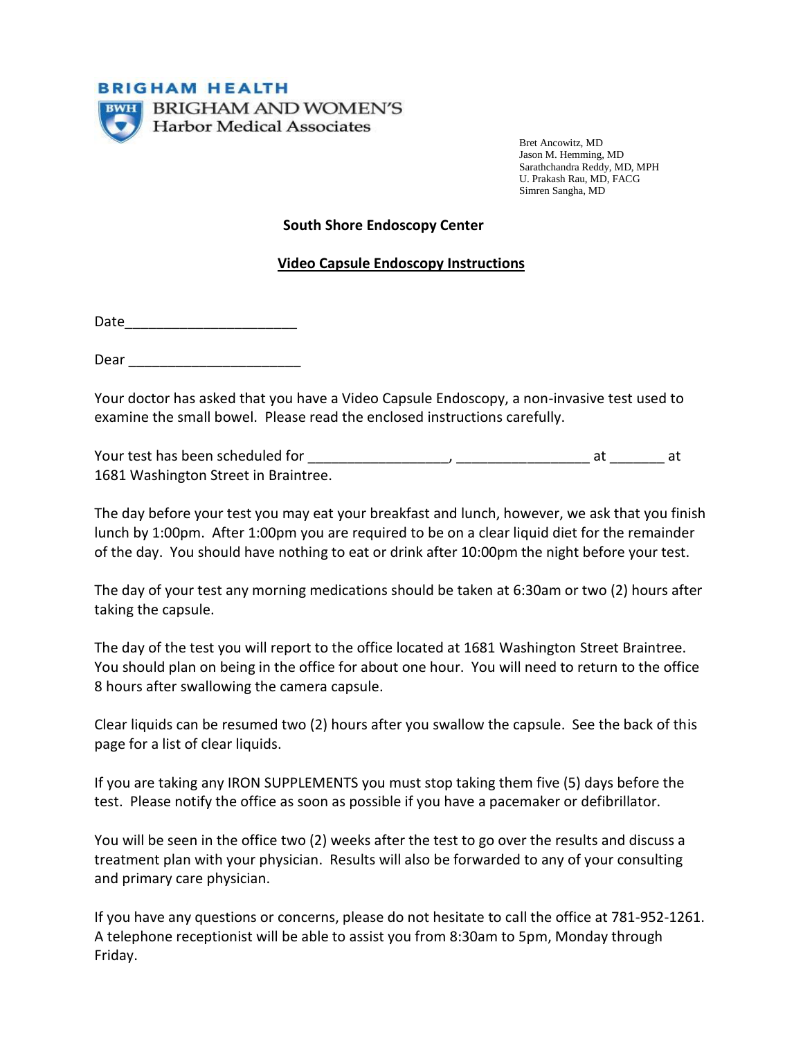BRIGHAM HEALTH

BRIGHAM AND WOMEN'S
Harbor Medical Associates

Bret Ancowitz, MD
Jason M. Hemming, MD
Sarathchandra Reddy, MD, MPH
U. Prakash Rau, MD, FACG
Simren Sangha, MD

## South Shore Endoscopy Center

## Video Capsule Endoscopy Instructions

Date______________________

Dear ______________________

Your doctor has asked that you have a Video Capsule Endoscopy, a non-invasive test used to examine the small bowel. Please read the enclosed instructions carefully.

Your test has been scheduled for __________________, _________________ at _______ at 1681 Washington Street in Braintree.

The day before your test you may eat your breakfast and lunch, however, we ask that you finish lunch by 1:00pm. After 1:00pm you are required to be on a clear liquid diet for the remainder of the day. You should have nothing to eat or drink after 10:00pm the night before your test.

The day of your test any morning medications should be taken at 6:30am or two (2) hours after taking the capsule.

The day of the test you will report to the office located at 1681 Washington Street Braintree. You should plan on being in the office for about one hour. You will need to return to the office 8 hours after swallowing the camera capsule.

Clear liquids can be resumed two (2) hours after you swallow the capsule. See the back of this page for a list of clear liquids.

If you are taking any IRON SUPPLEMENTS you must stop taking them five (5) days before the test. Please notify the office as soon as possible if you have a pacemaker or defibrillator.

You will be seen in the office two (2) weeks after the test to go over the results and discuss a treatment plan with your physician. Results will also be forwarded to any of your consulting and primary care physician.

If you have any questions or concerns, please do not hesitate to call the office at 781-952-1261. A telephone receptionist will be able to assist you from 8:30am to 5pm, Monday through Friday.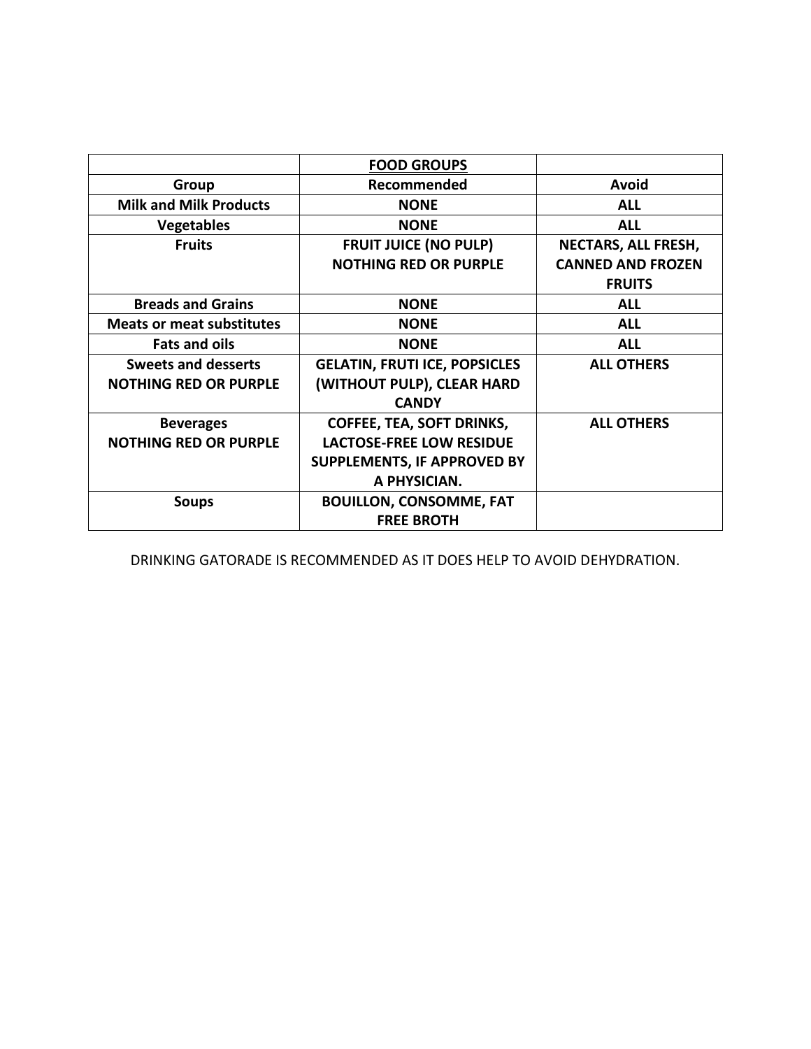| | **<u>FOOD GROUPS</u>** | |
| --- | --- | --- |
| **Group** | **Recommended** | **Avoid** |
| **Milk and Milk Products** | **NONE** | **ALL** |
| **Vegetables** | **NONE** | **ALL** |
| **Fruits** | **FRUIT JUICE (NO PULP) NOTHING RED OR PURPLE** | **NECTARS, ALL FRESH, CANNED AND FROZEN FRUITS** |
| **Breads and Grains** | **NONE** | **ALL** |
| **Meats or meat substitutes** | **NONE** | **ALL** |
| **Fats and oils** | **NONE** | **ALL** |
| **Sweets and desserts NOTHING RED OR PURPLE** | **GELATIN, FRUTI ICE, POPSICLES (WITHOUT PULP), CLEAR HARD CANDY** | **ALL OTHERS** |
| **Beverages NOTHING RED OR PURPLE** | **COFFEE, TEA, SOFT DRINKS, LACTOSE-FREE LOW RESIDUE SUPPLEMENTS, IF APPROVED BY A PHYSICIAN.** | **ALL OTHERS** |
| **Soups** | **BOUILLON, CONSOMME, FAT FREE BROTH** | |

DRINKING GATORADE IS RECOMMENDED AS IT DOES HELP TO AVOID DEHYDRATION.